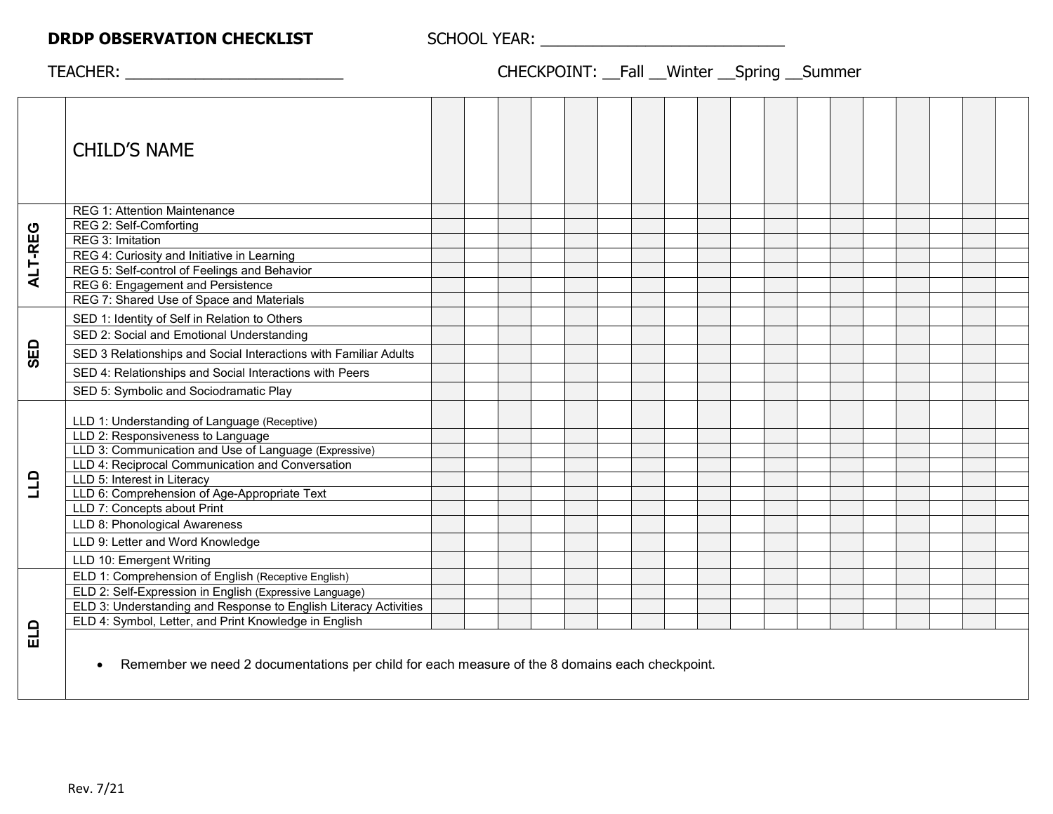**DRDP OBSERVATION CHECKLIST** SCHOOL YEAR: ___________________________

TEACHER: ________________________ CHECKPOINT: __Fall __Winter __Spring __Summer

| | CHILD'S NAME | | | | | | | | | | | | | | | | | | |
|---|---|---|---|---|---|---|---|---|---|---|---|---|---|---|---|---|---|---|---|
| **ALT-REG** | REG 1: Attention Maintenance | | | | | | | | | | | | | | | | | | |
| | REG 2: Self-Comforting | | | | | | | | | | | | | | | | | | |
| | REG 3: Imitation | | | | | | | | | | | | | | | | | | |
| | REG 4: Curiosity and Initiative in Learning | | | | | | | | | | | | | | | | | | |
| | REG 5: Self-control of Feelings and Behavior | | | | | | | | | | | | | | | | | | |
| | REG 6: Engagement and Persistence | | | | | | | | | | | | | | | | | | |
| | REG 7: Shared Use of Space and Materials | | | | | | | | | | | | | | | | | | |
| **SED** | SED 1: Identity of Self in Relation to Others | | | | | | | | | | | | | | | | | | |
| | SED 2: Social and Emotional Understanding | | | | | | | | | | | | | | | | | | |
| | SED 3 Relationships and Social Interactions with Familiar Adults | | | | | | | | | | | | | | | | | | |
| | SED 4: Relationships and Social Interactions with Peers | | | | | | | | | | | | | | | | | | |
| | SED 5: Symbolic and Sociodramatic Play | | | | | | | | | | | | | | | | | | |
| **LLD** | LLD 1: Understanding of Language (Receptive) | | | | | | | | | | | | | | | | | | |
| | LLD 2: Responsiveness to Language | | | | | | | | | | | | | | | | | | |
| | LLD 3: Communication and Use of Language (Expressive) | | | | | | | | | | | | | | | | | | |
| | LLD 4: Reciprocal Communication and Conversation | | | | | | | | | | | | | | | | | | |
| | LLD 5: Interest in Literacy | | | | | | | | | | | | | | | | | | |
| | LLD 6: Comprehension of Age-Appropriate Text | | | | | | | | | | | | | | | | | | |
| | LLD 7: Concepts about Print | | | | | | | | | | | | | | | | | | |
| | LLD 8: Phonological Awareness | | | | | | | | | | | | | | | | | | |
| | LLD 9: Letter and Word Knowledge | | | | | | | | | | | | | | | | | | |
| | LLD 10: Emergent Writing | | | | | | | | | | | | | | | | | | |
| **ELD** | ELD 1: Comprehension of English (Receptive English) | | | | | | | | | | | | | | | | | | |
| | ELD 2: Self-Expression in English (Expressive Language) | | | | | | | | | | | | | | | | | | |
| | ELD 3: Understanding and Response to English Literacy Activities | | | | | | | | | | | | | | | | | | |
| | ELD 4: Symbol, Letter, and Print Knowledge in English | | | | | | | | | | | | | | | | | | |

- Remember we need 2 documentations per child for each measure of the 8 domains each checkpoint.

Rev. 7/21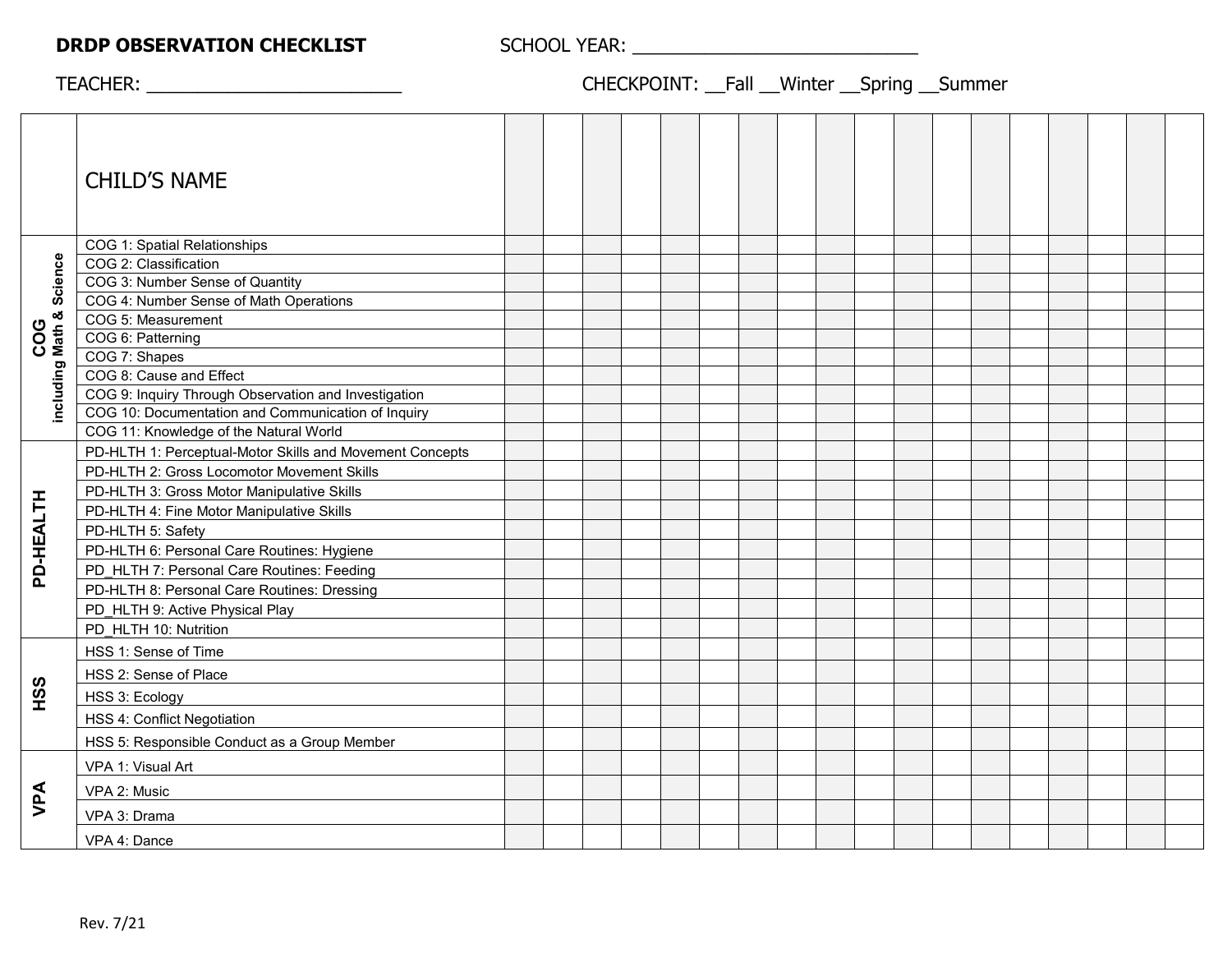**DRDP OBSERVATION CHECKLIST** SCHOOL YEAR: ___________________________

TEACHER: _________________________ CHECKPOINT: __Fall __Winter __Spring __Summer

| | CHILD'S NAME | | | | | | | | | | | | | | | | | | |
|---|---|---|---|---|---|---|---|---|---|---|---|---|---|---|---|---|---|---|---|
| **COG** including Math & Science | COG 1: Spatial Relationships | | | | | | | | | | | | | | | | | | |
| | COG 2: Classification | | | | | | | | | | | | | | | | | | |
| | COG 3: Number Sense of Quantity | | | | | | | | | | | | | | | | | | |
| | COG 4: Number Sense of Math Operations | | | | | | | | | | | | | | | | | | |
| | COG 5: Measurement | | | | | | | | | | | | | | | | | | |
| | COG 6: Patterning | | | | | | | | | | | | | | | | | | |
| | COG 7: Shapes | | | | | | | | | | | | | | | | | | |
| | COG 8: Cause and Effect | | | | | | | | | | | | | | | | | | |
| | COG 9: Inquiry Through Observation and Investigation | | | | | | | | | | | | | | | | | | |
| | COG 10: Documentation and Communication of Inquiry | | | | | | | | | | | | | | | | | | |
| | COG 11: Knowledge of the Natural World | | | | | | | | | | | | | | | | | | |
| **PD-HEALTH** | PD-HLTH 1: Perceptual-Motor Skills and Movement Concepts | | | | | | | | | | | | | | | | | | |
| | PD-HLTH 2: Gross Locomotor Movement Skills | | | | | | | | | | | | | | | | | | |
| | PD-HLTH 3: Gross Motor Manipulative Skills | | | | | | | | | | | | | | | | | | |
| | PD-HLTH 4: Fine Motor Manipulative Skills | | | | | | | | | | | | | | | | | | |
| | PD-HLTH 5: Safety | | | | | | | | | | | | | | | | | | |
| | PD-HLTH 6: Personal Care Routines: Hygiene | | | | | | | | | | | | | | | | | | |
| | PD_HLTH 7: Personal Care Routines: Feeding | | | | | | | | | | | | | | | | | | |
| | PD-HLTH 8: Personal Care Routines: Dressing | | | | | | | | | | | | | | | | | | |
| | PD_HLTH 9: Active Physical Play | | | | | | | | | | | | | | | | | | |
| | PD_HLTH 10: Nutrition | | | | | | | | | | | | | | | | | | |
| **HSS** | HSS 1: Sense of Time | | | | | | | | | | | | | | | | | | |
| | HSS 2: Sense of Place | | | | | | | | | | | | | | | | | | |
| | HSS 3: Ecology | | | | | | | | | | | | | | | | | | |
| | HSS 4: Conflict Negotiation | | | | | | | | | | | | | | | | | | |
| | HSS 5: Responsible Conduct as a Group Member | | | | | | | | | | | | | | | | | | |
| **VPA** | VPA 1: Visual Art | | | | | | | | | | | | | | | | | | |
| | VPA 2: Music | | | | | | | | | | | | | | | | | | |
| | VPA 3: Drama | | | | | | | | | | | | | | | | | | |
| | VPA 4: Dance | | | | | | | | | | | | | | | | | | |

Rev. 7/21